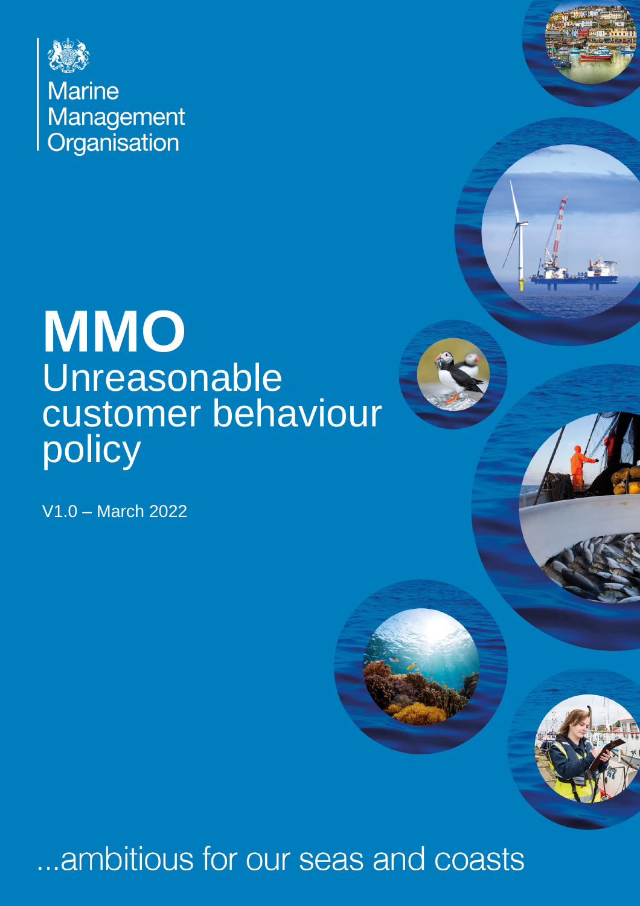Marine Management Organisation

# MMO

## Unreasonable customer behaviour policy

V1.0 – March 2022

...ambitious for our seas and coasts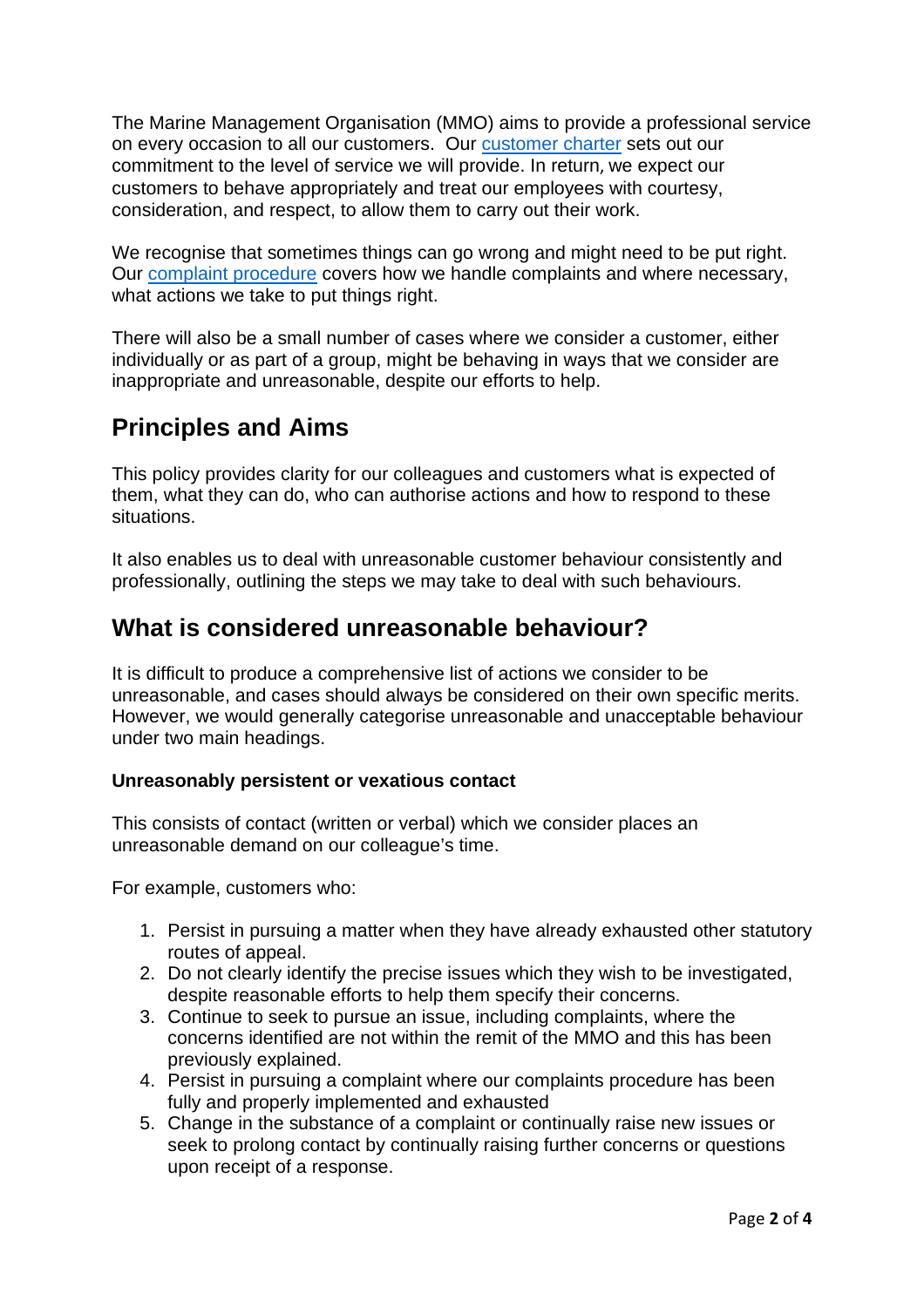The Marine Management Organisation (MMO) aims to provide a professional service on every occasion to all our customers. Our customer charter sets out our commitment to the level of service we will provide. In return, we expect our customers to behave appropriately and treat our employees with courtesy, consideration, and respect, to allow them to carry out their work.

We recognise that sometimes things can go wrong and might need to be put right. Our complaint procedure covers how we handle complaints and where necessary, what actions we take to put things right.

There will also be a small number of cases where we consider a customer, either individually or as part of a group, might be behaving in ways that we consider are inappropriate and unreasonable, despite our efforts to help.

## Principles and Aims

This policy provides clarity for our colleagues and customers what is expected of them, what they can do, who can authorise actions and how to respond to these situations.

It also enables us to deal with unreasonable customer behaviour consistently and professionally, outlining the steps we may take to deal with such behaviours.

## What is considered unreasonable behaviour?

It is difficult to produce a comprehensive list of actions we consider to be unreasonable, and cases should always be considered on their own specific merits. However, we would generally categorise unreasonable and unacceptable behaviour under two main headings.

**Unreasonably persistent or vexatious contact**

This consists of contact (written or verbal) which we consider places an unreasonable demand on our colleague's time.

For example, customers who:

1. Persist in pursuing a matter when they have already exhausted other statutory routes of appeal.
2. Do not clearly identify the precise issues which they wish to be investigated, despite reasonable efforts to help them specify their concerns.
3. Continue to seek to pursue an issue, including complaints, where the concerns identified are not within the remit of the MMO and this has been previously explained.
4. Persist in pursuing a complaint where our complaints procedure has been fully and properly implemented and exhausted
5. Change in the substance of a complaint or continually raise new issues or seek to prolong contact by continually raising further concerns or questions upon receipt of a response.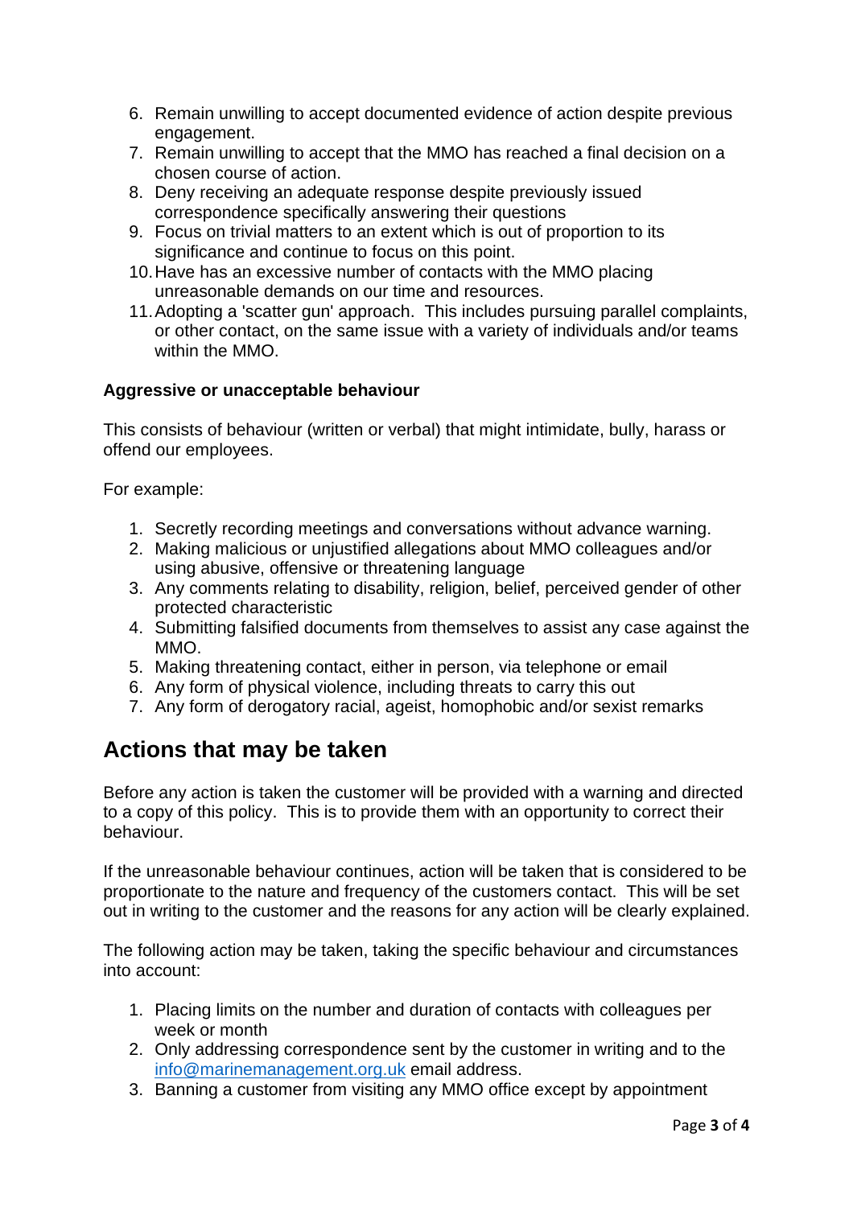6. Remain unwilling to accept documented evidence of action despite previous engagement.
7. Remain unwilling to accept that the MMO has reached a final decision on a chosen course of action.
8. Deny receiving an adequate response despite previously issued correspondence specifically answering their questions
9. Focus on trivial matters to an extent which is out of proportion to its significance and continue to focus on this point.
10. Have has an excessive number of contacts with the MMO placing unreasonable demands on our time and resources.
11. Adopting a 'scatter gun' approach. This includes pursuing parallel complaints, or other contact, on the same issue with a variety of individuals and/or teams within the MMO.

**Aggressive or unacceptable behaviour**

This consists of behaviour (written or verbal) that might intimidate, bully, harass or offend our employees.

For example:

1. Secretly recording meetings and conversations without advance warning.
2. Making malicious or unjustified allegations about MMO colleagues and/or using abusive, offensive or threatening language
3. Any comments relating to disability, religion, belief, perceived gender of other protected characteristic
4. Submitting falsified documents from themselves to assist any case against the MMO.
5. Making threatening contact, either in person, via telephone or email
6. Any form of physical violence, including threats to carry this out
7. Any form of derogatory racial, ageist, homophobic and/or sexist remarks

## Actions that may be taken

Before any action is taken the customer will be provided with a warning and directed to a copy of this policy. This is to provide them with an opportunity to correct their behaviour.

If the unreasonable behaviour continues, action will be taken that is considered to be proportionate to the nature and frequency of the customers contact. This will be set out in writing to the customer and the reasons for any action will be clearly explained.

The following action may be taken, taking the specific behaviour and circumstances into account:

1. Placing limits on the number and duration of contacts with colleagues per week or month
2. Only addressing correspondence sent by the customer in writing and to the [info@marinemanagement.org.uk](mailto:info@marinemanagement.org.uk) email address.
3. Banning a customer from visiting any MMO office except by appointment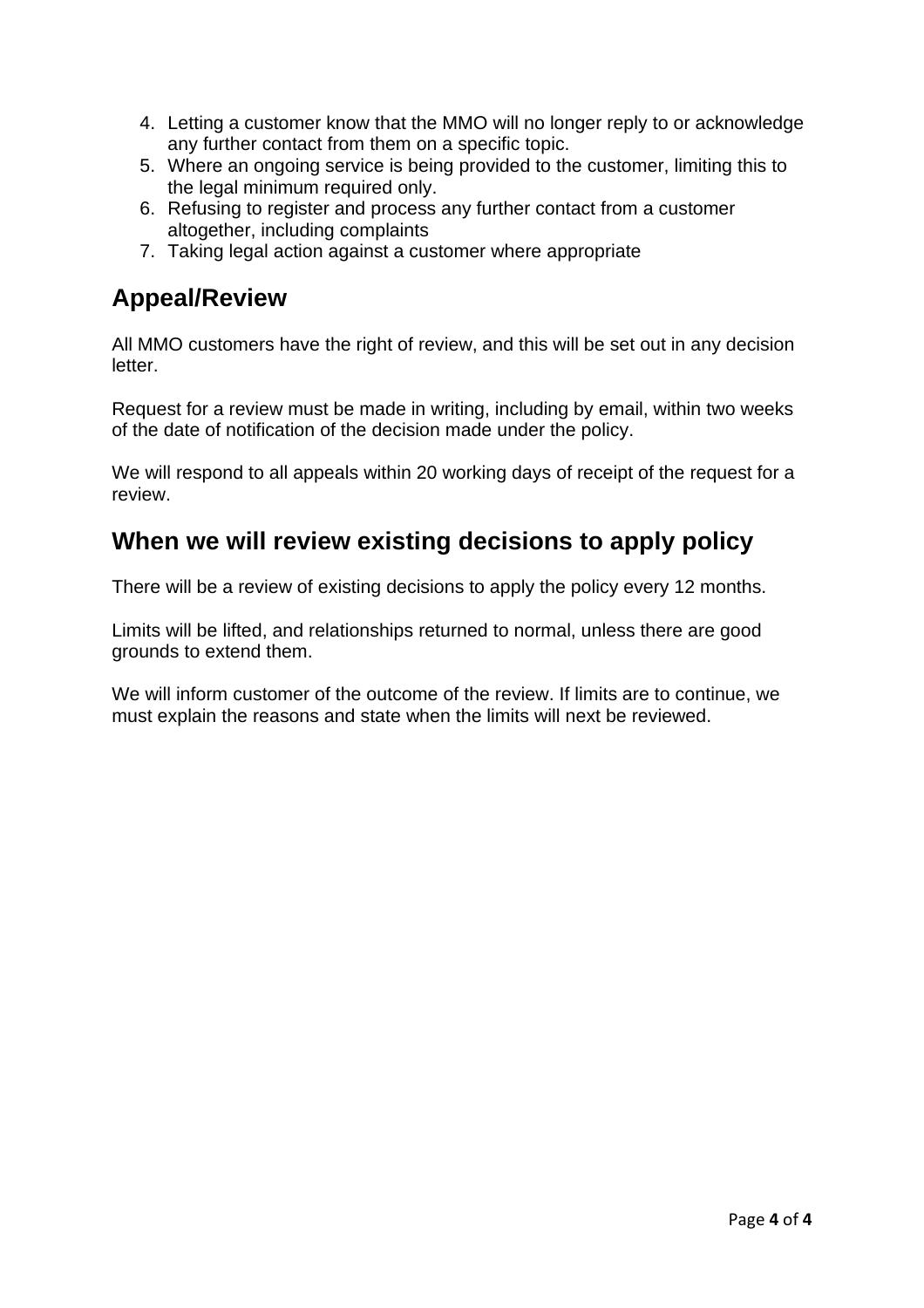4. Letting a customer know that the MMO will no longer reply to or acknowledge any further contact from them on a specific topic.
5. Where an ongoing service is being provided to the customer, limiting this to the legal minimum required only.
6. Refusing to register and process any further contact from a customer altogether, including complaints
7. Taking legal action against a customer where appropriate

## Appeal/Review

All MMO customers have the right of review, and this will be set out in any decision letter.

Request for a review must be made in writing, including by email, within two weeks of the date of notification of the decision made under the policy.

We will respond to all appeals within 20 working days of receipt of the request for a review.

## When we will review existing decisions to apply policy

There will be a review of existing decisions to apply the policy every 12 months.

Limits will be lifted, and relationships returned to normal, unless there are good grounds to extend them.

We will inform customer of the outcome of the review. If limits are to continue, we must explain the reasons and state when the limits will next be reviewed.